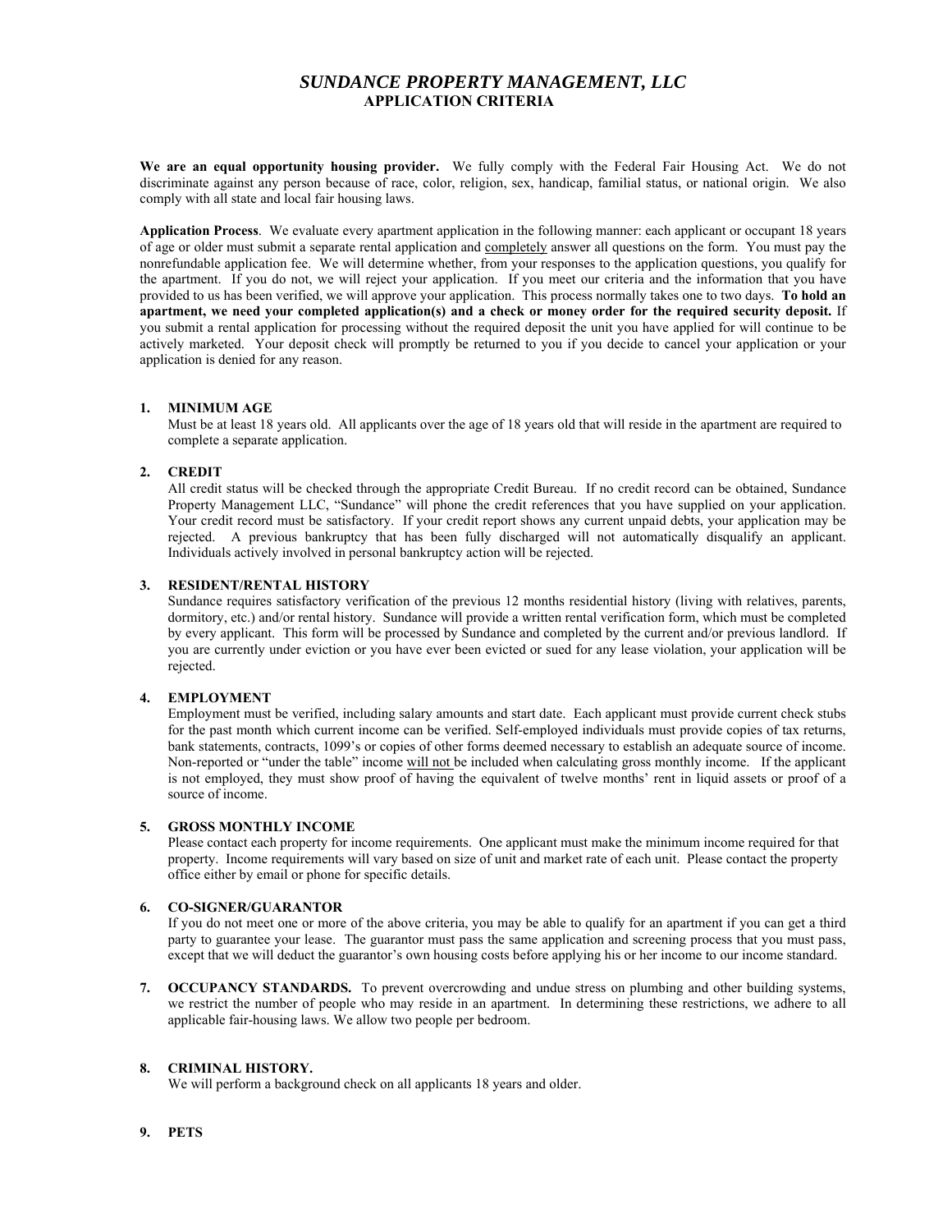# *SUNDANCE PROPERTY MANAGEMENT, LLC*

## APPLICATION CRITERIA

**We are an equal opportunity housing provider.** We fully comply with the Federal Fair Housing Act. We do not discriminate against any person because of race, color, religion, sex, handicap, familial status, or national origin. We also comply with all state and local fair housing laws.

**Application Process**. We evaluate every apartment application in the following manner: each applicant or occupant 18 years of age or older must submit a separate rental application and <u>completely</u> answer all questions on the form. You must pay the nonrefundable application fee. We will determine whether, from your responses to the application questions, you qualify for the apartment. If you do not, we will reject your application. If you meet our criteria and the information that you have provided to us has been verified, we will approve your application. This process normally takes one to two days. **To hold an apartment, we need your completed application(s) and a check or money order for the required security deposit.** If you submit a rental application for processing without the required deposit the unit you have applied for will continue to be actively marketed. Your deposit check will promptly be returned to you if you decide to cancel your application or your application is denied for any reason.

1. **MINIMUM AGE**
   Must be at least 18 years old. All applicants over the age of 18 years old that will reside in the apartment are required to complete a separate application.

2. **CREDIT**
   All credit status will be checked through the appropriate Credit Bureau. If no credit record can be obtained, Sundance Property Management LLC, "Sundance" will phone the credit references that you have supplied on your application. Your credit record must be satisfactory. If your credit report shows any current unpaid debts, your application may be rejected. A previous bankruptcy that has been fully discharged will not automatically disqualify an applicant. Individuals actively involved in personal bankruptcy action will be rejected.

3. **RESIDENT/RENTAL HISTORY**
   Sundance requires satisfactory verification of the previous 12 months residential history (living with relatives, parents, dormitory, etc.) and/or rental history. Sundance will provide a written rental verification form, which must be completed by every applicant. This form will be processed by Sundance and completed by the current and/or previous landlord. If you are currently under eviction or you have ever been evicted or sued for any lease violation, your application will be rejected.

4. **EMPLOYMENT**
   Employment must be verified, including salary amounts and start date. Each applicant must provide current check stubs for the past month which current income can be verified. Self-employed individuals must provide copies of tax returns, bank statements, contracts, 1099's or copies of other forms deemed necessary to establish an adequate source of income. Non-reported or "under the table" income <u>will not</u> be included when calculating gross monthly income. If the applicant is not employed, they must show proof of having the equivalent of twelve months' rent in liquid assets or proof of a source of income.

5. **GROSS MONTHLY INCOME**
   Please contact each property for income requirements. One applicant must make the minimum income required for that property. Income requirements will vary based on size of unit and market rate of each unit. Please contact the property office either by email or phone for specific details.

6. **CO-SIGNER/GUARANTOR**
   If you do not meet one or more of the above criteria, you may be able to qualify for an apartment if you can get a third party to guarantee your lease. The guarantor must pass the same application and screening process that you must pass, except that we will deduct the guarantor's own housing costs before applying his or her income to our income standard.

7. **OCCUPANCY STANDARDS.** To prevent overcrowding and undue stress on plumbing and other building systems, we restrict the number of people who may reside in an apartment. In determining these restrictions, we adhere to all applicable fair-housing laws. We allow two people per bedroom.

8. **CRIMINAL HISTORY.**
   We will perform a background check on all applicants 18 years and older.

9. **PETS**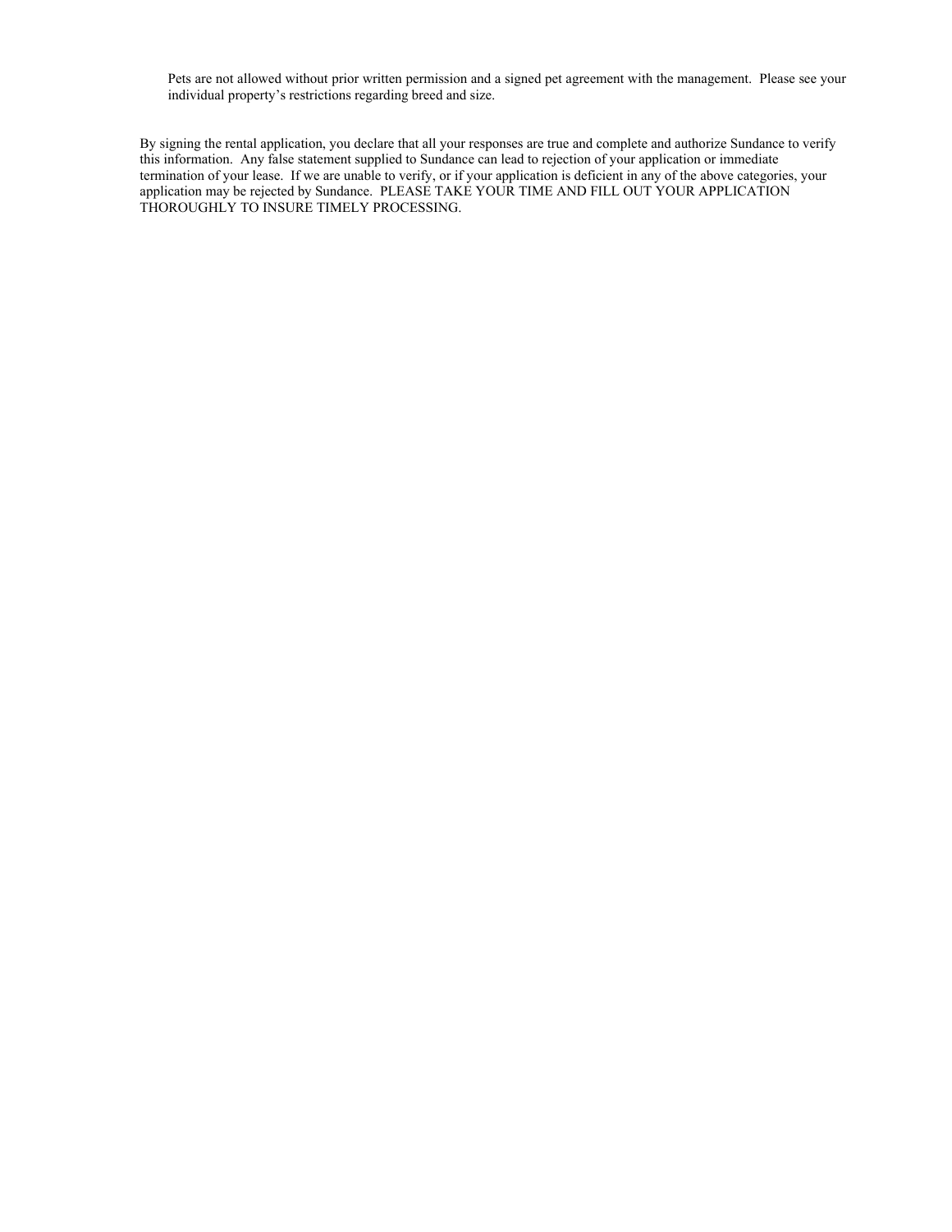Pets are not allowed without prior written permission and a signed pet agreement with the management. Please see your individual property's restrictions regarding breed and size.

By signing the rental application, you declare that all your responses are true and complete and authorize Sundance to verify this information. Any false statement supplied to Sundance can lead to rejection of your application or immediate termination of your lease. If we are unable to verify, or if your application is deficient in any of the above categories, your application may be rejected by Sundance. PLEASE TAKE YOUR TIME AND FILL OUT YOUR APPLICATION THOROUGHLY TO INSURE TIMELY PROCESSING.